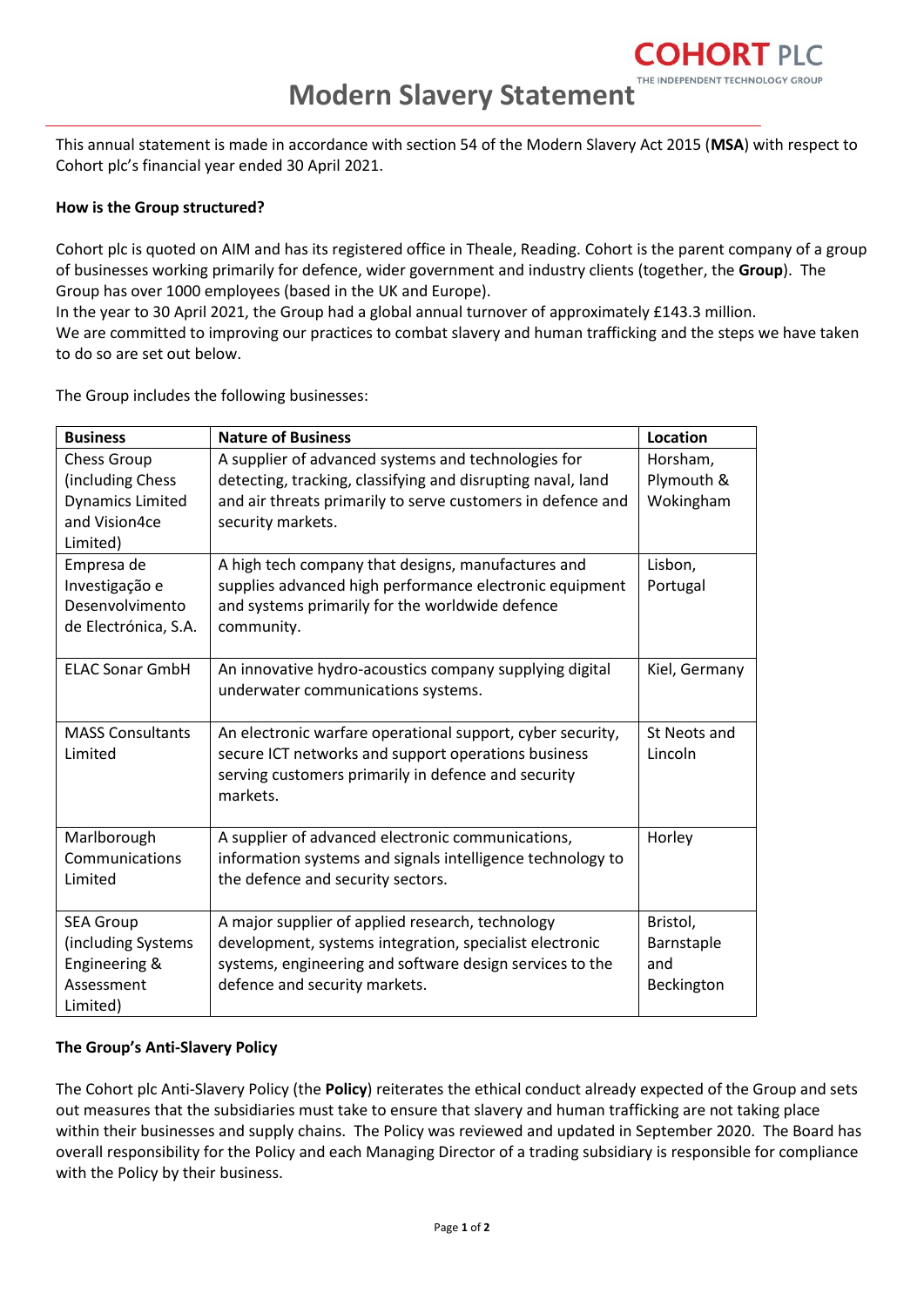# Modern Slavery Statement

This annual statement is made in accordance with section 54 of the Modern Slavery Act 2015 (**MSA**) with respect to Cohort plc's financial year ended 30 April 2021.

**How is the Group structured?**

Cohort plc is quoted on AIM and has its registered office in Theale, Reading. Cohort is the parent company of a group of businesses working primarily for defence, wider government and industry clients (together, the **Group**). The Group has over 1000 employees (based in the UK and Europe).
In the year to 30 April 2021, the Group had a global annual turnover of approximately £143.3 million.
We are committed to improving our practices to combat slavery and human trafficking and the steps we have taken to do so are set out below.

The Group includes the following businesses:

| Business | Nature of Business | Location |
|---|---|---|
| Chess Group (including Chess Dynamics Limited and Vision4ce Limited) | A supplier of advanced systems and technologies for detecting, tracking, classifying and disrupting naval, land and air threats primarily to serve customers in defence and security markets. | Horsham, Plymouth & Wokingham |
| Empresa de Investigação e Desenvolvimento de Electrónica, S.A. | A high tech company that designs, manufactures and supplies advanced high performance electronic equipment and systems primarily for the worldwide defence community. | Lisbon, Portugal |
| ELAC Sonar GmbH | An innovative hydro-acoustics company supplying digital underwater communications systems. | Kiel, Germany |
| MASS Consultants Limited | An electronic warfare operational support, cyber security, secure ICT networks and support operations business serving customers primarily in defence and security markets. | St Neots and Lincoln |
| Marlborough Communications Limited | A supplier of advanced electronic communications, information systems and signals intelligence technology to the defence and security sectors. | Horley |
| SEA Group (including Systems Engineering & Assessment Limited) | A major supplier of applied research, technology development, systems integration, specialist electronic systems, engineering and software design services to the defence and security markets. | Bristol, Barnstaple and Beckington |

**The Group's Anti-Slavery Policy**

The Cohort plc Anti-Slavery Policy (the **Policy**) reiterates the ethical conduct already expected of the Group and sets out measures that the subsidiaries must take to ensure that slavery and human trafficking are not taking place within their businesses and supply chains. The Policy was reviewed and updated in September 2020. The Board has overall responsibility for the Policy and each Managing Director of a trading subsidiary is responsible for compliance with the Policy by their business.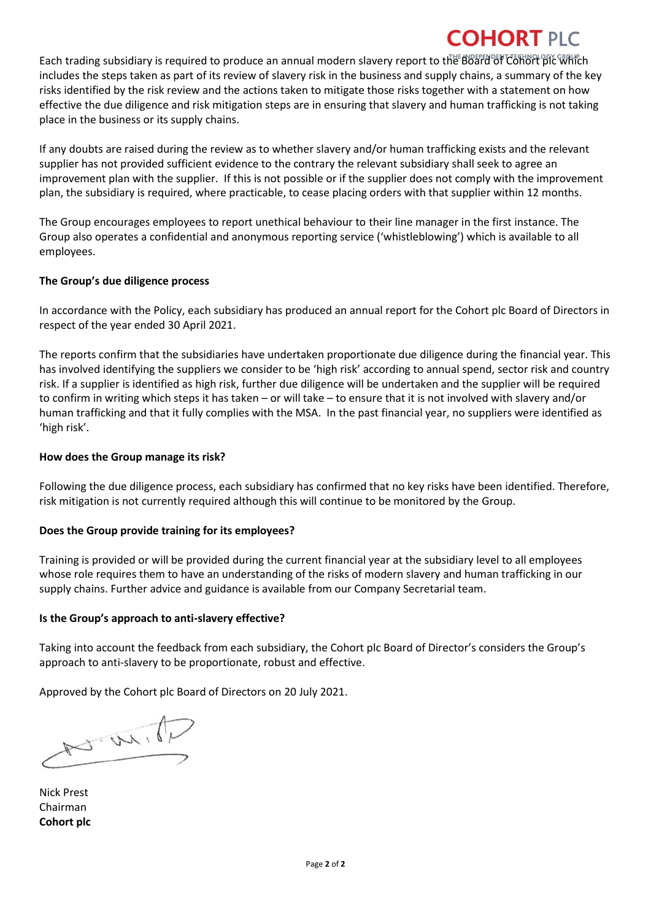Each trading subsidiary is required to produce an annual modern slavery report to the Board of Cohort plc which includes the steps taken as part of its review of slavery risk in the business and supply chains, a summary of the key risks identified by the risk review and the actions taken to mitigate those risks together with a statement on how effective the due diligence and risk mitigation steps are in ensuring that slavery and human trafficking is not taking place in the business or its supply chains.

If any doubts are raised during the review as to whether slavery and/or human trafficking exists and the relevant supplier has not provided sufficient evidence to the contrary the relevant subsidiary shall seek to agree an improvement plan with the supplier. If this is not possible or if the supplier does not comply with the improvement plan, the subsidiary is required, where practicable, to cease placing orders with that supplier within 12 months.

The Group encourages employees to report unethical behaviour to their line manager in the first instance. The Group also operates a confidential and anonymous reporting service ('whistleblowing') which is available to all employees.

**The Group's due diligence process**

In accordance with the Policy, each subsidiary has produced an annual report for the Cohort plc Board of Directors in respect of the year ended 30 April 2021.

The reports confirm that the subsidiaries have undertaken proportionate due diligence during the financial year. This has involved identifying the suppliers we consider to be 'high risk' according to annual spend, sector risk and country risk. If a supplier is identified as high risk, further due diligence will be undertaken and the supplier will be required to confirm in writing which steps it has taken – or will take – to ensure that it is not involved with slavery and/or human trafficking and that it fully complies with the MSA. In the past financial year, no suppliers were identified as 'high risk'.

**How does the Group manage its risk?**

Following the due diligence process, each subsidiary has confirmed that no key risks have been identified. Therefore, risk mitigation is not currently required although this will continue to be monitored by the Group.

**Does the Group provide training for its employees?**

Training is provided or will be provided during the current financial year at the subsidiary level to all employees whose role requires them to have an understanding of the risks of modern slavery and human trafficking in our supply chains. Further advice and guidance is available from our Company Secretarial team.

**Is the Group's approach to anti-slavery effective?**

Taking into account the feedback from each subsidiary, the Cohort plc Board of Director's considers the Group's approach to anti-slavery to be proportionate, robust and effective.

Approved by the Cohort plc Board of Directors on 20 July 2021.

Nick Prest
Chairman
**Cohort plc**